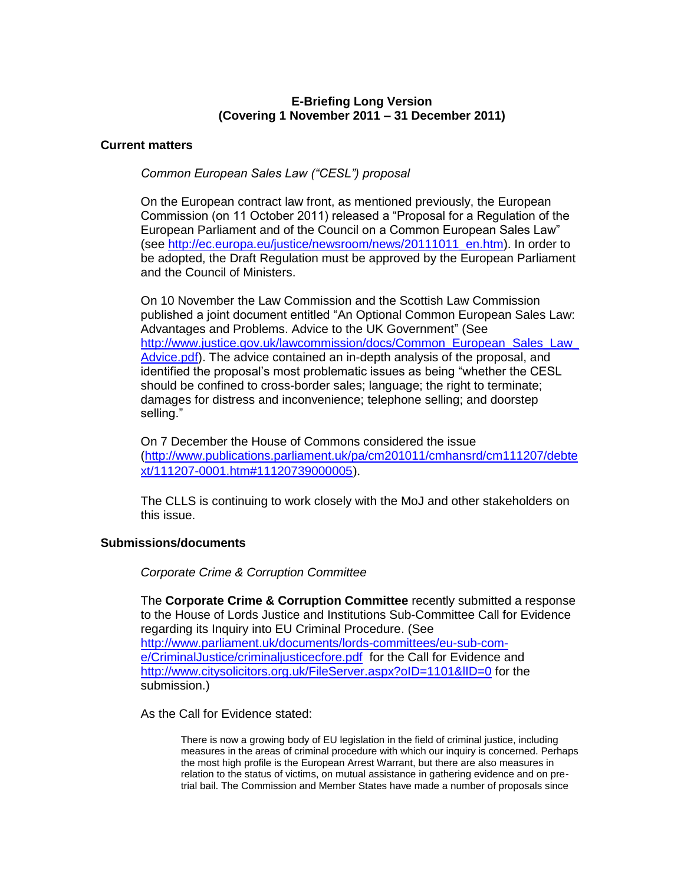**E-Briefing Long Version**
**(Covering 1 November 2011 – 31 December 2011)**

## Current matters

*Common European Sales Law ("CESL") proposal*

On the European contract law front, as mentioned previously, the European Commission (on 11 October 2011) released a "Proposal for a Regulation of the European Parliament and of the Council on a Common European Sales Law" (see http://ec.europa.eu/justice/newsroom/news/20111011_en.htm). In order to be adopted, the Draft Regulation must be approved by the European Parliament and the Council of Ministers.

On 10 November the Law Commission and the Scottish Law Commission published a joint document entitled "An Optional Common European Sales Law: Advantages and Problems. Advice to the UK Government" (See http://www.justice.gov.uk/lawcommission/docs/Common_European_Sales_Law_Advice.pdf). The advice contained an in-depth analysis of the proposal, and identified the proposal's most problematic issues as being "whether the CESL should be confined to cross-border sales; language; the right to terminate; damages for distress and inconvenience; telephone selling; and doorstep selling."

On 7 December the House of Commons considered the issue (http://www.publications.parliament.uk/pa/cm201011/cmhansrd/cm111207/debtext/111207-0001.htm#11120739000005).

The CLLS is continuing to work closely with the MoJ and other stakeholders on this issue.

## Submissions/documents

*Corporate Crime & Corruption Committee*

The **Corporate Crime & Corruption Committee** recently submitted a response to the House of Lords Justice and Institutions Sub-Committee Call for Evidence regarding its Inquiry into EU Criminal Procedure. (See http://www.parliament.uk/documents/lords-committees/eu-sub-com-e/CriminalJustice/criminaljusticecfore.pdf for the Call for Evidence and http://www.citysolicitors.org.uk/FileServer.aspx?oID=1101&lID=0 for the submission.)

As the Call for Evidence stated:

> There is now a growing body of EU legislation in the field of criminal justice, including measures in the areas of criminal procedure with which our inquiry is concerned. Perhaps the most high profile is the European Arrest Warrant, but there are also measures in relation to the status of victims, on mutual assistance in gathering evidence and on pre-trial bail. The Commission and Member States have made a number of proposals since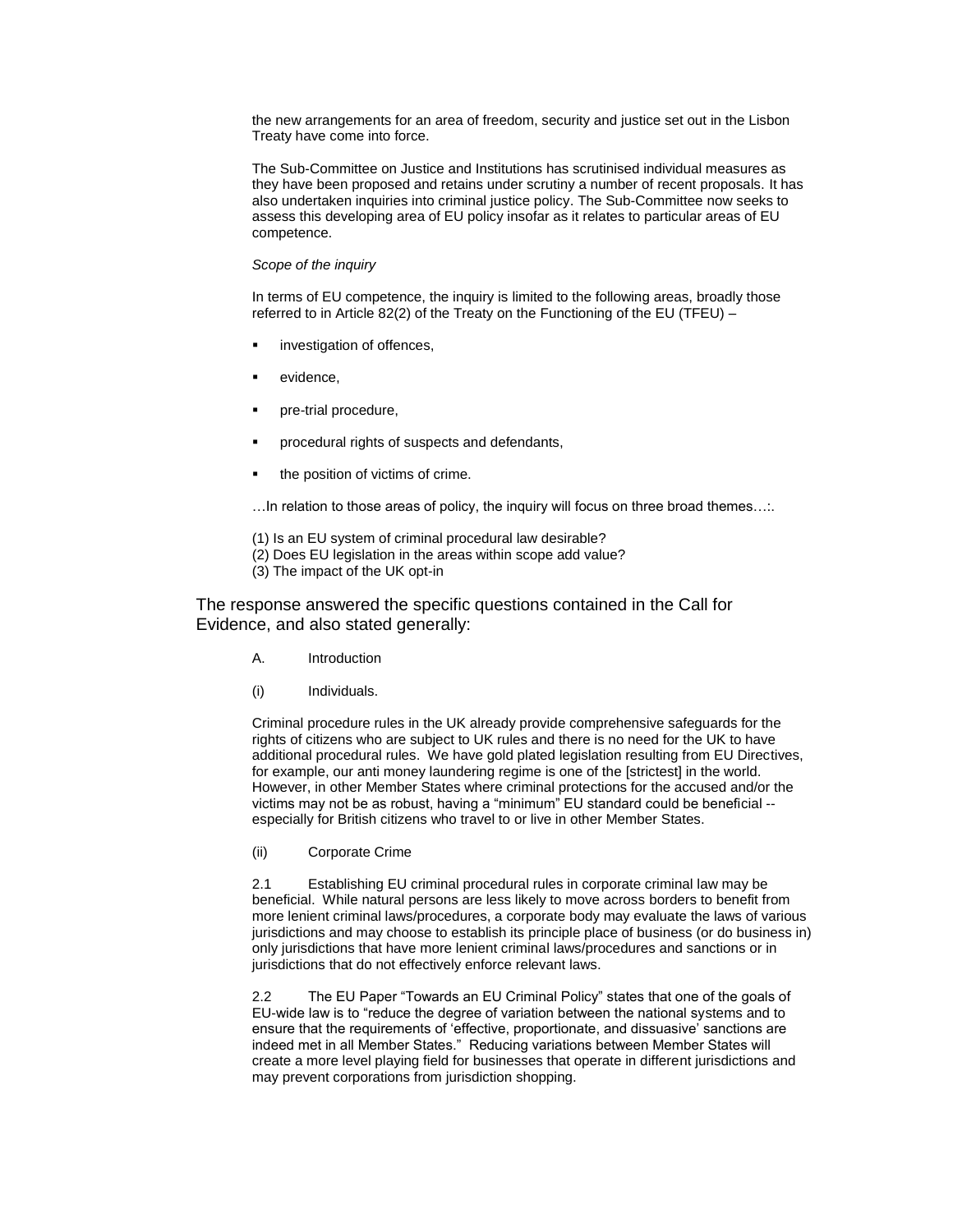the new arrangements for an area of freedom, security and justice set out in the Lisbon Treaty have come into force.

The Sub-Committee on Justice and Institutions has scrutinised individual measures as they have been proposed and retains under scrutiny a number of recent proposals. It has also undertaken inquiries into criminal justice policy. The Sub-Committee now seeks to assess this developing area of EU policy insofar as it relates to particular areas of EU competence.

*Scope of the inquiry*

In terms of EU competence, the inquiry is limited to the following areas, broadly those referred to in Article 82(2) of the Treaty on the Functioning of the EU (TFEU) –

- investigation of offences,
- evidence,
- pre-trial procedure,
- procedural rights of suspects and defendants,
- the position of victims of crime.

…In relation to those areas of policy, the inquiry will focus on three broad themes…:.

(1) Is an EU system of criminal procedural law desirable?
(2) Does EU legislation in the areas within scope add value?
(3) The impact of the UK opt-in

The response answered the specific questions contained in the Call for Evidence, and also stated generally:

A. Introduction

(i) Individuals.

Criminal procedure rules in the UK already provide comprehensive safeguards for the rights of citizens who are subject to UK rules and there is no need for the UK to have additional procedural rules. We have gold plated legislation resulting from EU Directives, for example, our anti money laundering regime is one of the [strictest] in the world. However, in other Member States where criminal protections for the accused and/or the victims may not be as robust, having a "minimum" EU standard could be beneficial -- especially for British citizens who travel to or live in other Member States.

(ii) Corporate Crime

2.1 Establishing EU criminal procedural rules in corporate criminal law may be beneficial. While natural persons are less likely to move across borders to benefit from more lenient criminal laws/procedures, a corporate body may evaluate the laws of various jurisdictions and may choose to establish its principle place of business (or do business in) only jurisdictions that have more lenient criminal laws/procedures and sanctions or in jurisdictions that do not effectively enforce relevant laws.

2.2 The EU Paper "Towards an EU Criminal Policy" states that one of the goals of EU-wide law is to "reduce the degree of variation between the national systems and to ensure that the requirements of 'effective, proportionate, and dissuasive' sanctions are indeed met in all Member States." Reducing variations between Member States will create a more level playing field for businesses that operate in different jurisdictions and may prevent corporations from jurisdiction shopping.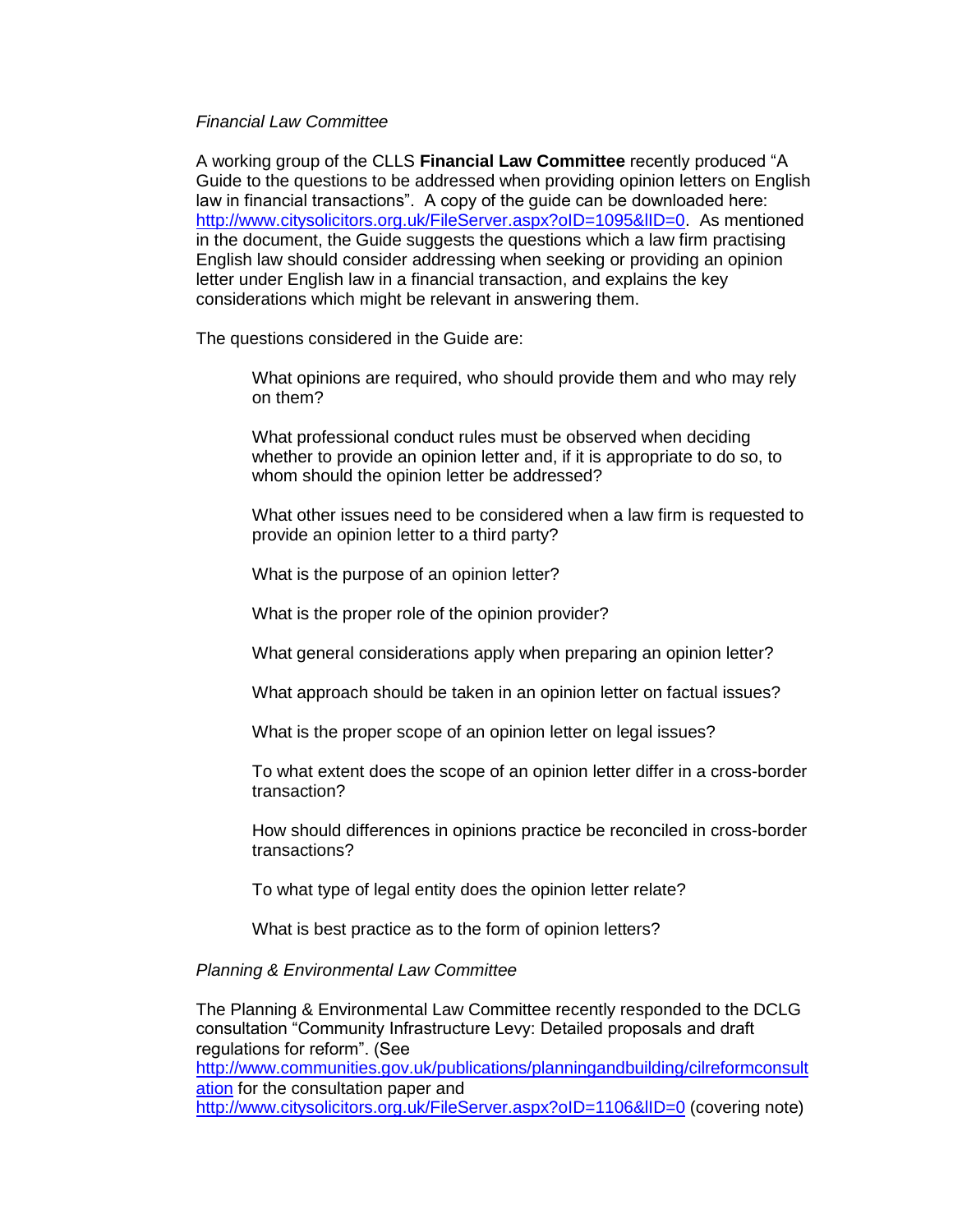*Financial Law Committee*

A working group of the CLLS **Financial Law Committee** recently produced “A Guide to the questions to be addressed when providing opinion letters on English law in financial transactions”. A copy of the guide can be downloaded here: [http://www.citysolicitors.org.uk/FileServer.aspx?oID=1095&lID=0](http://www.citysolicitors.org.uk/FileServer.aspx?oID=1095&lID=0). As mentioned in the document, the Guide suggests the questions which a law firm practising English law should consider addressing when seeking or providing an opinion letter under English law in a financial transaction, and explains the key considerations which might be relevant in answering them.

The questions considered in the Guide are:

> What opinions are required, who should provide them and who may rely on them?
>
> What professional conduct rules must be observed when deciding whether to provide an opinion letter and, if it is appropriate to do so, to whom should the opinion letter be addressed?
>
> What other issues need to be considered when a law firm is requested to provide an opinion letter to a third party?
>
> What is the purpose of an opinion letter?
>
> What is the proper role of the opinion provider?
>
> What general considerations apply when preparing an opinion letter?
>
> What approach should be taken in an opinion letter on factual issues?
>
> What is the proper scope of an opinion letter on legal issues?
>
> To what extent does the scope of an opinion letter differ in a cross-border transaction?
>
> How should differences in opinions practice be reconciled in cross-border transactions?
>
> To what type of legal entity does the opinion letter relate?
>
> What is best practice as to the form of opinion letters?

*Planning & Environmental Law Committee*

The Planning & Environmental Law Committee recently responded to the DCLG consultation “Community Infrastructure Levy: Detailed proposals and draft regulations for reform”. (See [http://www.communities.gov.uk/publications/planningandbuilding/cilreformconsultation](http://www.communities.gov.uk/publications/planningandbuilding/cilreformconsultation) for the consultation paper and [http://www.citysolicitors.org.uk/FileServer.aspx?oID=1106&lID=0](http://www.citysolicitors.org.uk/FileServer.aspx?oID=1106&lID=0) (covering note)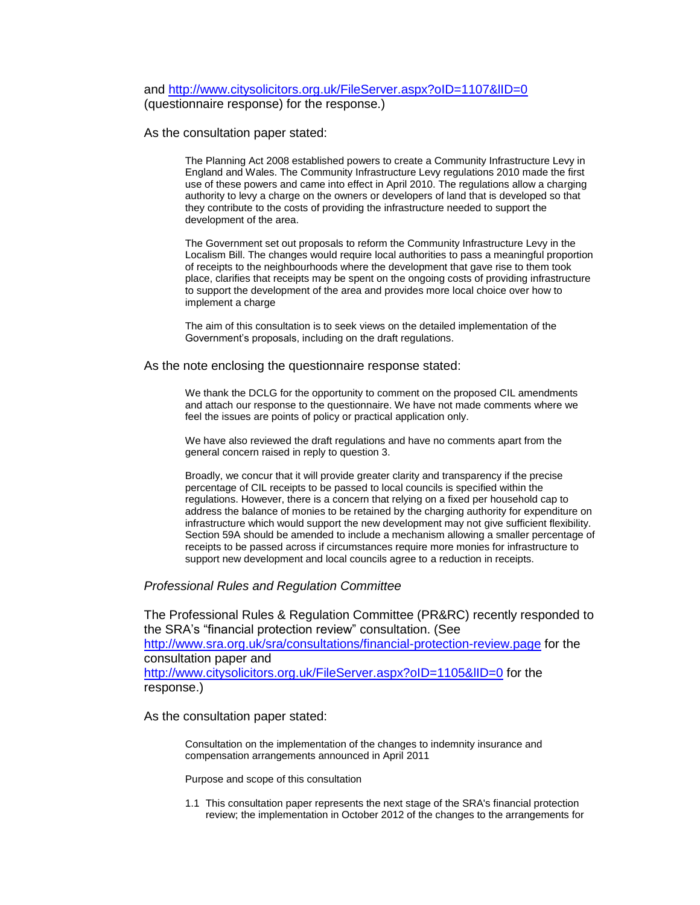and [http://www.citysolicitors.org.uk/FileServer.aspx?oID=1107&lID=0](http://www.citysolicitors.org.uk/FileServer.aspx?oID=1107&lID=0) (questionnaire response) for the response.)

As the consultation paper stated:

> The Planning Act 2008 established powers to create a Community Infrastructure Levy in England and Wales. The Community Infrastructure Levy regulations 2010 made the first use of these powers and came into effect in April 2010. The regulations allow a charging authority to levy a charge on the owners or developers of land that is developed so that they contribute to the costs of providing the infrastructure needed to support the development of the area.
>
> The Government set out proposals to reform the Community Infrastructure Levy in the Localism Bill. The changes would require local authorities to pass a meaningful proportion of receipts to the neighbourhoods where the development that gave rise to them took place, clarifies that receipts may be spent on the ongoing costs of providing infrastructure to support the development of the area and provides more local choice over how to implement a charge
>
> The aim of this consultation is to seek views on the detailed implementation of the Government's proposals, including on the draft regulations.

As the note enclosing the questionnaire response stated:

> We thank the DCLG for the opportunity to comment on the proposed CIL amendments and attach our response to the questionnaire. We have not made comments where we feel the issues are points of policy or practical application only.
>
> We have also reviewed the draft regulations and have no comments apart from the general concern raised in reply to question 3.
>
> Broadly, we concur that it will provide greater clarity and transparency if the precise percentage of CIL receipts to be passed to local councils is specified within the regulations. However, there is a concern that relying on a fixed per household cap to address the balance of monies to be retained by the charging authority for expenditure on infrastructure which would support the new development may not give sufficient flexibility. Section 59A should be amended to include a mechanism allowing a smaller percentage of receipts to be passed across if circumstances require more monies for infrastructure to support new development and local councils agree to a reduction in receipts.

*Professional Rules and Regulation Committee*

The Professional Rules & Regulation Committee (PR&RC) recently responded to the SRA's "financial protection review" consultation. (See [http://www.sra.org.uk/sra/consultations/financial-protection-review.page](http://www.sra.org.uk/sra/consultations/financial-protection-review.page) for the consultation paper and [http://www.citysolicitors.org.uk/FileServer.aspx?oID=1105&lID=0](http://www.citysolicitors.org.uk/FileServer.aspx?oID=1105&lID=0) for the response.)

As the consultation paper stated:

> Consultation on the implementation of the changes to indemnity insurance and compensation arrangements announced in April 2011
>
> Purpose and scope of this consultation
>
> 1.1 This consultation paper represents the next stage of the SRA's financial protection review; the implementation in October 2012 of the changes to the arrangements for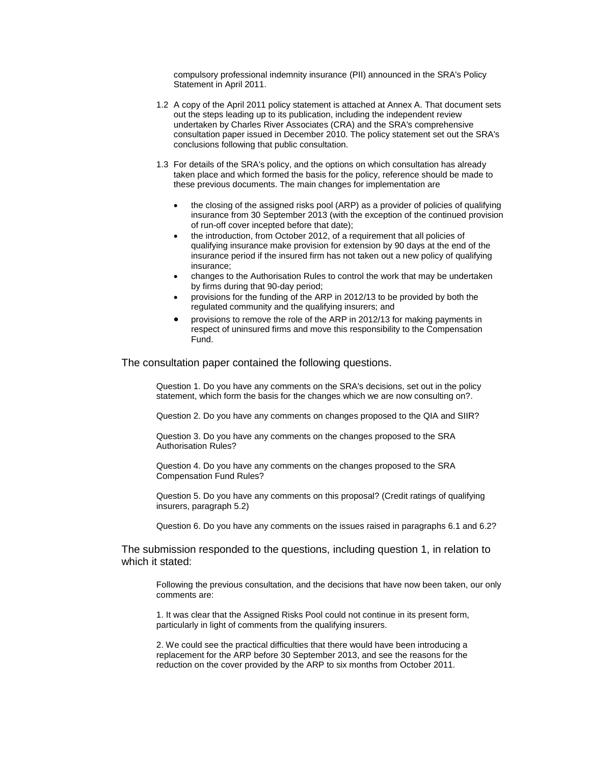compulsory professional indemnity insurance (PII) announced in the SRA's Policy Statement in April 2011.

1.2 A copy of the April 2011 policy statement is attached at Annex A. That document sets out the steps leading up to its publication, including the independent review undertaken by Charles River Associates (CRA) and the SRA's comprehensive consultation paper issued in December 2010. The policy statement set out the SRA's conclusions following that public consultation.

1.3 For details of the SRA's policy, and the options on which consultation has already taken place and which formed the basis for the policy, reference should be made to these previous documents. The main changes for implementation are

- the closing of the assigned risks pool (ARP) as a provider of policies of qualifying insurance from 30 September 2013 (with the exception of the continued provision of run-off cover incepted before that date);
- the introduction, from October 2012, of a requirement that all policies of qualifying insurance make provision for extension by 90 days at the end of the insurance period if the insured firm has not taken out a new policy of qualifying insurance;
- changes to the Authorisation Rules to control the work that may be undertaken by firms during that 90-day period;
- provisions for the funding of the ARP in 2012/13 to be provided by both the regulated community and the qualifying insurers; and
- provisions to remove the role of the ARP in 2012/13 for making payments in respect of uninsured firms and move this responsibility to the Compensation Fund.

The consultation paper contained the following questions.

> Question 1. Do you have any comments on the SRA's decisions, set out in the policy statement, which form the basis for the changes which we are now consulting on?.
>
> Question 2. Do you have any comments on changes proposed to the QIA and SIIR?
>
> Question 3. Do you have any comments on the changes proposed to the SRA Authorisation Rules?
>
> Question 4. Do you have any comments on the changes proposed to the SRA Compensation Fund Rules?
>
> Question 5. Do you have any comments on this proposal? (Credit ratings of qualifying insurers, paragraph 5.2)
>
> Question 6. Do you have any comments on the issues raised in paragraphs 6.1 and 6.2?

The submission responded to the questions, including question 1, in relation to which it stated:

> Following the previous consultation, and the decisions that have now been taken, our only comments are:
>
> 1. It was clear that the Assigned Risks Pool could not continue in its present form, particularly in light of comments from the qualifying insurers.
>
> 2. We could see the practical difficulties that there would have been introducing a replacement for the ARP before 30 September 2013, and see the reasons for the reduction on the cover provided by the ARP to six months from October 2011.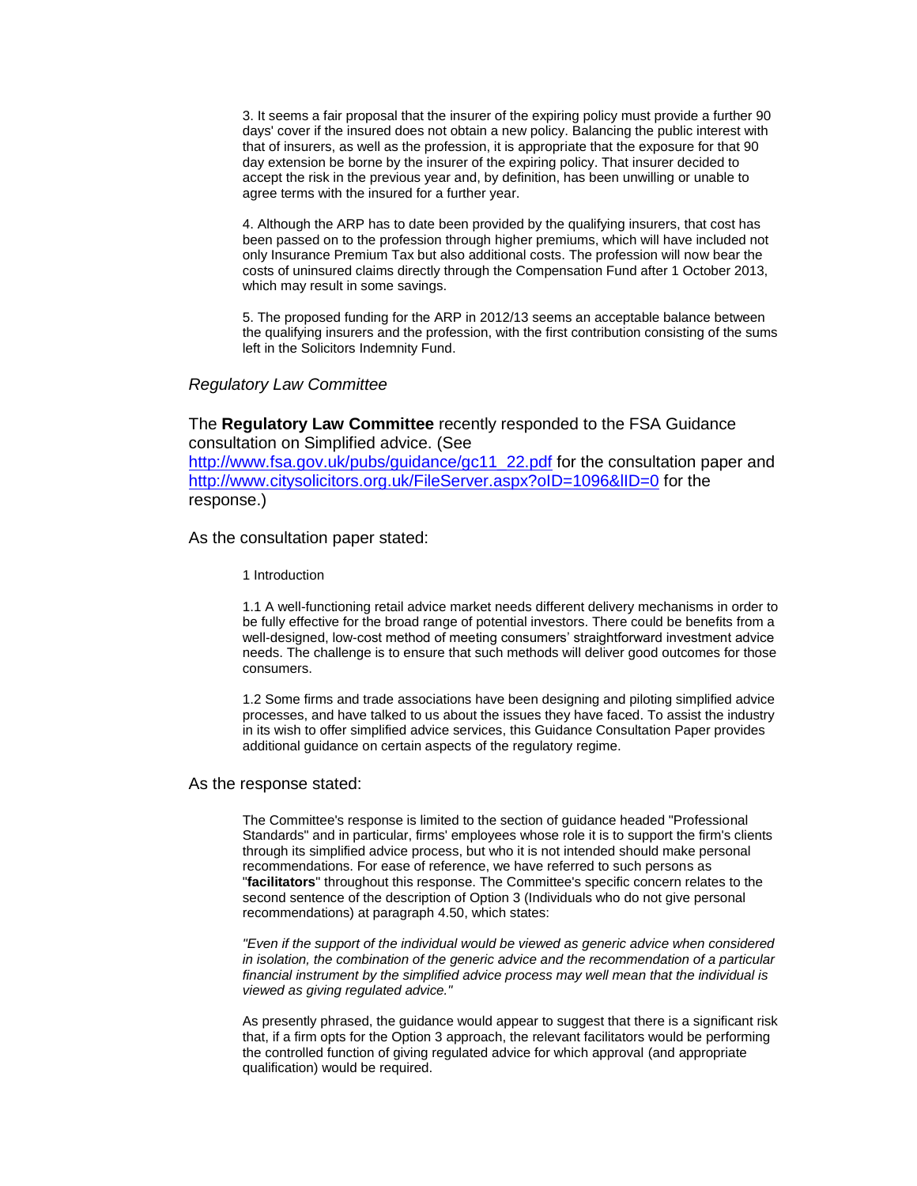3. It seems a fair proposal that the insurer of the expiring policy must provide a further 90 days' cover if the insured does not obtain a new policy. Balancing the public interest with that of insurers, as well as the profession, it is appropriate that the exposure for that 90 day extension be borne by the insurer of the expiring policy. That insurer decided to accept the risk in the previous year and, by definition, has been unwilling or unable to agree terms with the insured for a further year.

4. Although the ARP has to date been provided by the qualifying insurers, that cost has been passed on to the profession through higher premiums, which will have included not only Insurance Premium Tax but also additional costs. The profession will now bear the costs of uninsured claims directly through the Compensation Fund after 1 October 2013, which may result in some savings.

5. The proposed funding for the ARP in 2012/13 seems an acceptable balance between the qualifying insurers and the profession, with the first contribution consisting of the sums left in the Solicitors Indemnity Fund.

*Regulatory Law Committee*

The **Regulatory Law Committee** recently responded to the FSA Guidance consultation on Simplified advice. (See [http://www.fsa.gov.uk/pubs/guidance/gc11_22.pdf](http://www.fsa.gov.uk/pubs/guidance/gc11_22.pdf) for the consultation paper and [http://www.citysolicitors.org.uk/FileServer.aspx?oID=1096&lID=0](http://www.citysolicitors.org.uk/FileServer.aspx?oID=1096&lID=0) for the response.)

As the consultation paper stated:

> 1 Introduction
>
> 1.1 A well-functioning retail advice market needs different delivery mechanisms in order to be fully effective for the broad range of potential investors. There could be benefits from a well-designed, low-cost method of meeting consumers' straightforward investment advice needs. The challenge is to ensure that such methods will deliver good outcomes for those consumers.
>
> 1.2 Some firms and trade associations have been designing and piloting simplified advice processes, and have talked to us about the issues they have faced. To assist the industry in its wish to offer simplified advice services, this Guidance Consultation Paper provides additional guidance on certain aspects of the regulatory regime.

As the response stated:

> The Committee's response is limited to the section of guidance headed "Professional Standards" and in particular, firms' employees whose role it is to support the firm's clients through its simplified advice process, but who it is not intended should make personal recommendations. For ease of reference, we have referred to such persons as "**facilitators**" throughout this response. The Committee's specific concern relates to the second sentence of the description of Option 3 (Individuals who do not give personal recommendations) at paragraph 4.50, which states:
>
> *"Even if the support of the individual would be viewed as generic advice when considered in isolation, the combination of the generic advice and the recommendation of a particular financial instrument by the simplified advice process may well mean that the individual is viewed as giving regulated advice."*
>
> As presently phrased, the guidance would appear to suggest that there is a significant risk that, if a firm opts for the Option 3 approach, the relevant facilitators would be performing the controlled function of giving regulated advice for which approval (and appropriate qualification) would be required.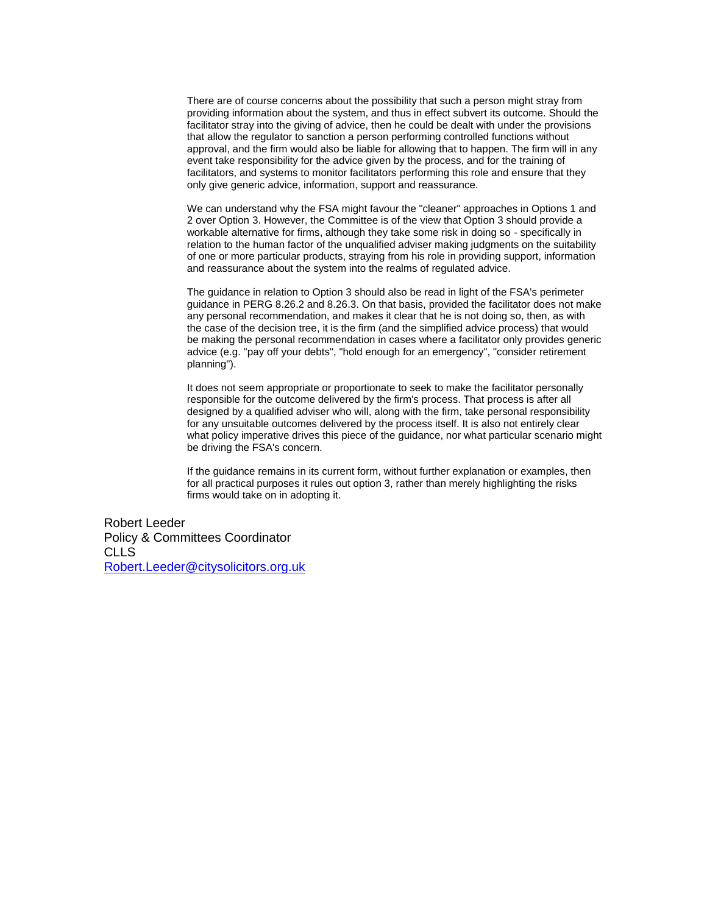There are of course concerns about the possibility that such a person might stray from providing information about the system, and thus in effect subvert its outcome. Should the facilitator stray into the giving of advice, then he could be dealt with under the provisions that allow the regulator to sanction a person performing controlled functions without approval, and the firm would also be liable for allowing that to happen. The firm will in any event take responsibility for the advice given by the process, and for the training of facilitators, and systems to monitor facilitators performing this role and ensure that they only give generic advice, information, support and reassurance.

We can understand why the FSA might favour the "cleaner" approaches in Options 1 and 2 over Option 3. However, the Committee is of the view that Option 3 should provide a workable alternative for firms, although they take some risk in doing so - specifically in relation to the human factor of the unqualified adviser making judgments on the suitability of one or more particular products, straying from his role in providing support, information and reassurance about the system into the realms of regulated advice.

The guidance in relation to Option 3 should also be read in light of the FSA's perimeter guidance in PERG 8.26.2 and 8.26.3. On that basis, provided the facilitator does not make any personal recommendation, and makes it clear that he is not doing so, then, as with the case of the decision tree, it is the firm (and the simplified advice process) that would be making the personal recommendation in cases where a facilitator only provides generic advice (e.g. "pay off your debts", "hold enough for an emergency", "consider retirement planning").

It does not seem appropriate or proportionate to seek to make the facilitator personally responsible for the outcome delivered by the firm's process. That process is after all designed by a qualified adviser who will, along with the firm, take personal responsibility for any unsuitable outcomes delivered by the process itself. It is also not entirely clear what policy imperative drives this piece of the guidance, nor what particular scenario might be driving the FSA's concern.

If the guidance remains in its current form, without further explanation or examples, then for all practical purposes it rules out option 3, rather than merely highlighting the risks firms would take on in adopting it.

Robert Leeder
Policy & Committees Coordinator
CLLS
Robert.Leeder@citysolicitors.org.uk